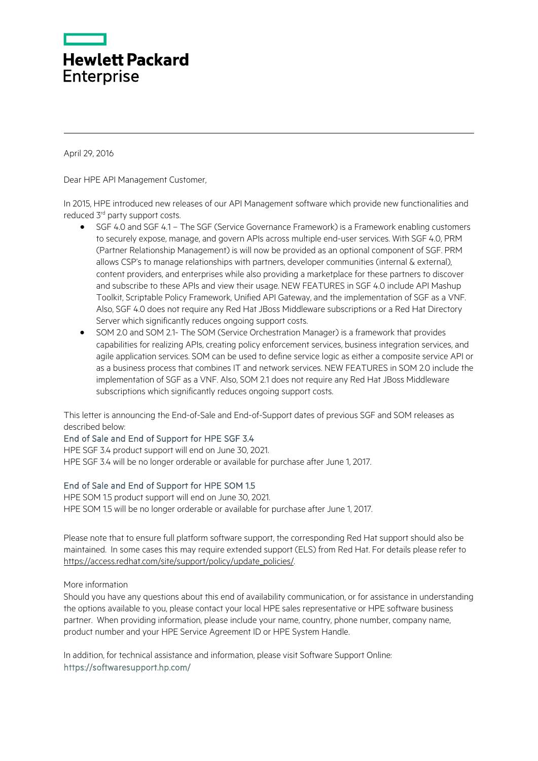Hewlett Packard Enterprise

April 29, 2016

Dear HPE API Management Customer,

In 2015, HPE introduced new releases of our API Management software which provide new functionalities and reduced 3rd party support costs.

- SGF 4.0 and SGF 4.1 – The SGF (Service Governance Framework) is a Framework enabling customers to securely expose, manage, and govern APIs across multiple end-user services. With SGF 4.0, PRM (Partner Relationship Management) is will now be provided as an optional component of SGF. PRM allows CSP's to manage relationships with partners, developer communities (internal & external), content providers, and enterprises while also providing a marketplace for these partners to discover and subscribe to these APIs and view their usage. NEW FEATURES in SGF 4.0 include API Mashup Toolkit, Scriptable Policy Framework, Unified API Gateway, and the implementation of SGF as a VNF. Also, SGF 4.0 does not require any Red Hat JBoss Middleware subscriptions or a Red Hat Directory Server which significantly reduces ongoing support costs.
- SOM 2.0 and SOM 2.1- The SOM (Service Orchestration Manager) is a framework that provides capabilities for realizing APIs, creating policy enforcement services, business integration services, and agile application services. SOM can be used to define service logic as either a composite service API or as a business process that combines IT and network services. NEW FEATURES in SOM 2.0 include the implementation of SGF as a VNF. Also, SOM 2.1 does not require any Red Hat JBoss Middleware subscriptions which significantly reduces ongoing support costs.

This letter is announcing the End-of-Sale and End-of-Support dates of previous SGF and SOM releases as described below:

### End of Sale and End of Support for HPE SGF 3.4

HPE SGF 3.4 product support will end on June 30, 2021.
HPE SGF 3.4 will be no longer orderable or available for purchase after June 1, 2017.

### End of Sale and End of Support for HPE SOM 1.5

HPE SOM 1.5 product support will end on June 30, 2021.
HPE SOM 1.5 will be no longer orderable or available for purchase after June 1, 2017.

Please note that to ensure full platform software support, the corresponding Red Hat support should also be maintained. In some cases this may require extended support (ELS) from Red Hat. For details please refer to https://access.redhat.com/site/support/policy/update_policies/.

More information

Should you have any questions about this end of availability communication, or for assistance in understanding the options available to you, please contact your local HPE sales representative or HPE software business partner. When providing information, please include your name, country, phone number, company name, product number and your HPE Service Agreement ID or HPE System Handle.

In addition, for technical assistance and information, please visit Software Support Online:
https://softwaresupport.hp.com/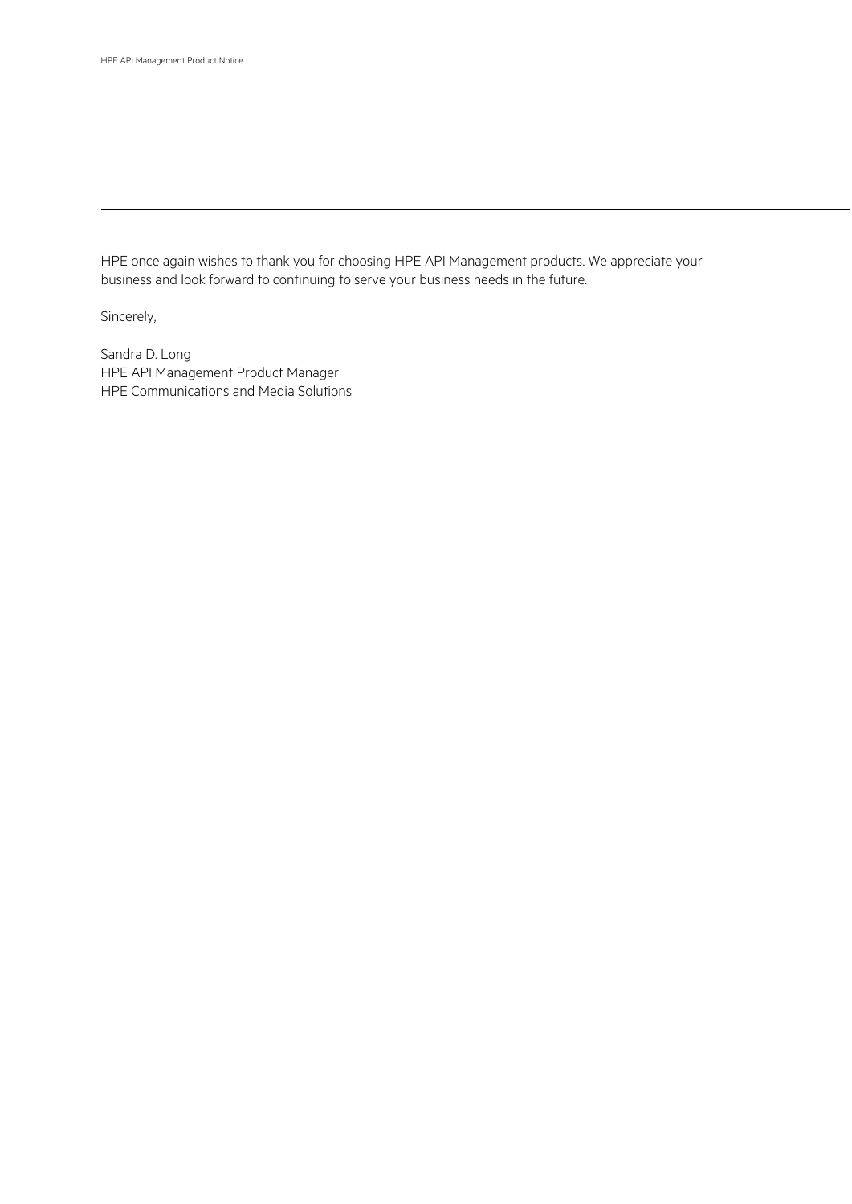HPE once again wishes to thank you for choosing HPE API Management products. We appreciate your business and look forward to continuing to serve your business needs in the future.

Sincerely,

Sandra D. Long
HPE API Management Product Manager
HPE Communications and Media Solutions